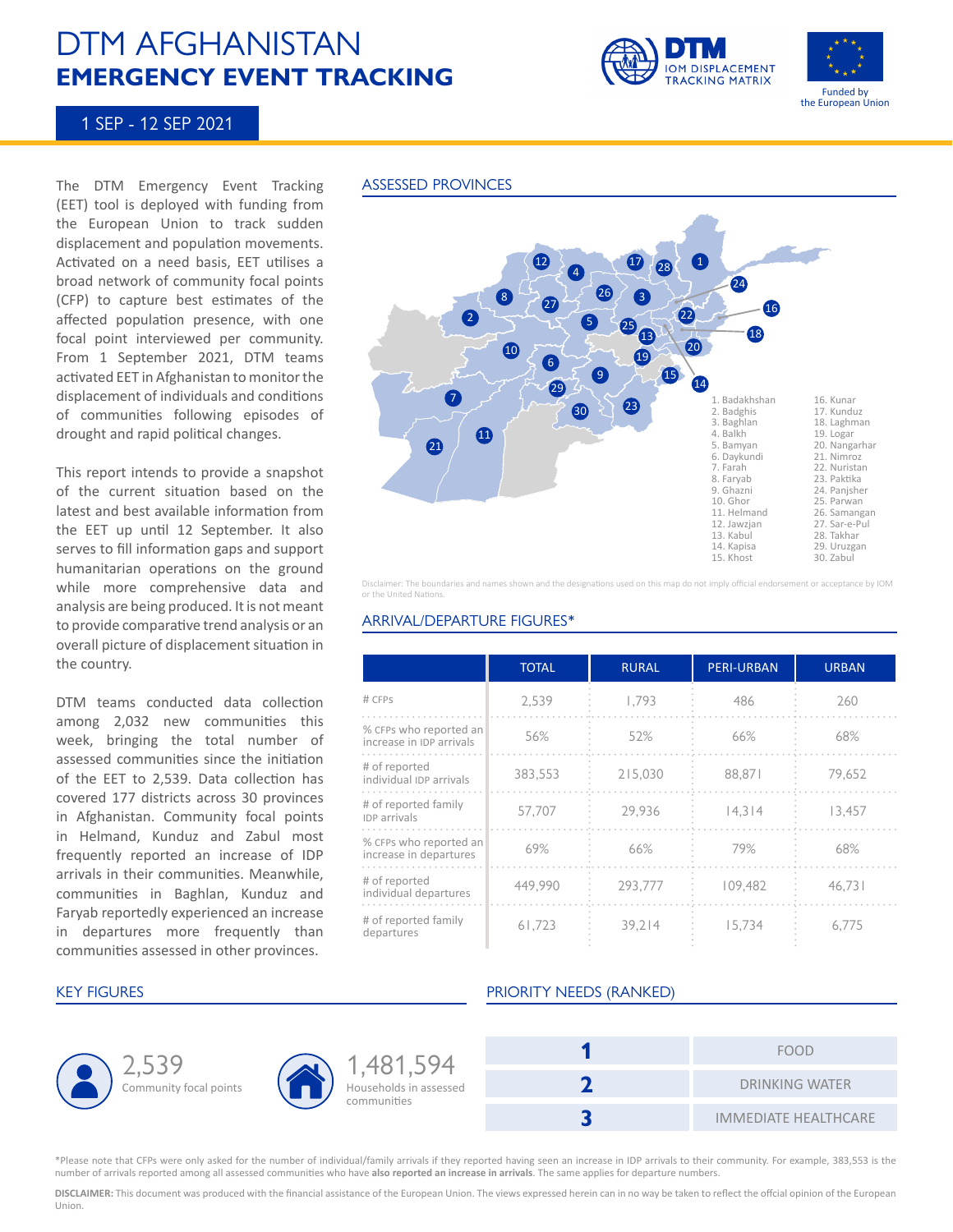# DTM AFGHANISTAN
## EMERGENCY EVENT TRACKING

DTM IOM DISPLACEMENT TRACKING MATRIX

Funded by the European Union

1 SEP - 12 SEP 2021

The DTM Emergency Event Tracking (EET) tool is deployed with funding from the European Union to track sudden displacement and population movements. Activated on a need basis, EET utilises a broad network of community focal points (CFP) to capture best estimates of the affected population presence, with one focal point interviewed per community. From 1 September 2021, DTM teams activated EET in Afghanistan to monitor the displacement of individuals and conditions of communities following episodes of drought and rapid political changes.

This report intends to provide a snapshot of the current situation based on the latest and best available information from the EET up until 12 September. It also serves to fill information gaps and support humanitarian operations on the ground while more comprehensive data and analysis are being produced. It is not meant to provide comparative trend analysis or an overall picture of displacement situation in the country.

DTM teams conducted data collection among 2,032 new communities this week, bringing the total number of assessed communities since the initiation of the EET to 2,539. Data collection has covered 177 districts across 30 provinces in Afghanistan. Community focal points in Helmand, Kunduz and Zabul most frequently reported an increase of IDP arrivals in their communities. Meanwhile, communities in Baghlan, Kunduz and Faryab reportedly experienced an increase in departures more frequently than communities assessed in other provinces.

## ASSESSED PROVINCES

1. Badakhshan
2. Badghis
3. Baghlan
4. Balkh
5. Bamyan
6. Daykundi
7. Farah
8. Faryab
9. Ghazni
10. Ghor
11. Helmand
12. Jawzjan
13. Kabul
14. Kapisa
15. Khost
16. Kunar
17. Kunduz
18. Laghman
19. Logar
20. Nangarhar
21. Nimroz
22. Nuristan
23. Paktika
24. Panjsher
25. Parwan
26. Samangan
27. Sar-e-Pul
28. Takhar
29. Uruzgan
30. Zabul

Disclaimer: The boundaries and names shown and the designations used on this map do not imply official endorsement or acceptance by IOM or the United Nations.

## ARRIVAL/DEPARTURE FIGURES*

| | TOTAL | RURAL | PERI-URBAN | URBAN |
|---|---|---|---|---|
| # CFPs | 2,539 | 1,793 | 486 | 260 |
| % CFPs who reported an increase in IDP arrivals | 56% | 52% | 66% | 68% |
| # of reported individual IDP arrivals | 383,553 | 215,030 | 88,871 | 79,652 |
| # of reported family IDP arrivals | 57,707 | 29,936 | 14,314 | 13,457 |
| % CFPs who reported an increase in departures | 69% | 66% | 79% | 68% |
| # of reported individual departures | 449,990 | 293,777 | 109,482 | 46,731 |
| # of reported family departures | 61,723 | 39,214 | 15,734 | 6,775 |

## KEY FIGURES

2,539 Community focal points

1,481,594 Households in assessed communities

## PRIORITY NEEDS (RANKED)

| | |
|---|---|
| 1 | FOOD |
| 2 | DRINKING WATER |
| 3 | IMMEDIATE HEALTHCARE |

*Please note that CFPs were only asked for the number of individual/family arrivals if they reported having seen an increase in IDP arrivals to their community. For example, 383,553 is the number of arrivals reported among all assessed communities who have **also reported an increase in arrivals**. The same applies for departure numbers.

**DISCLAIMER:** This document was produced with the financial assistance of the European Union. The views expressed herein can in no way be taken to reflect the offcial opinion of the European Union.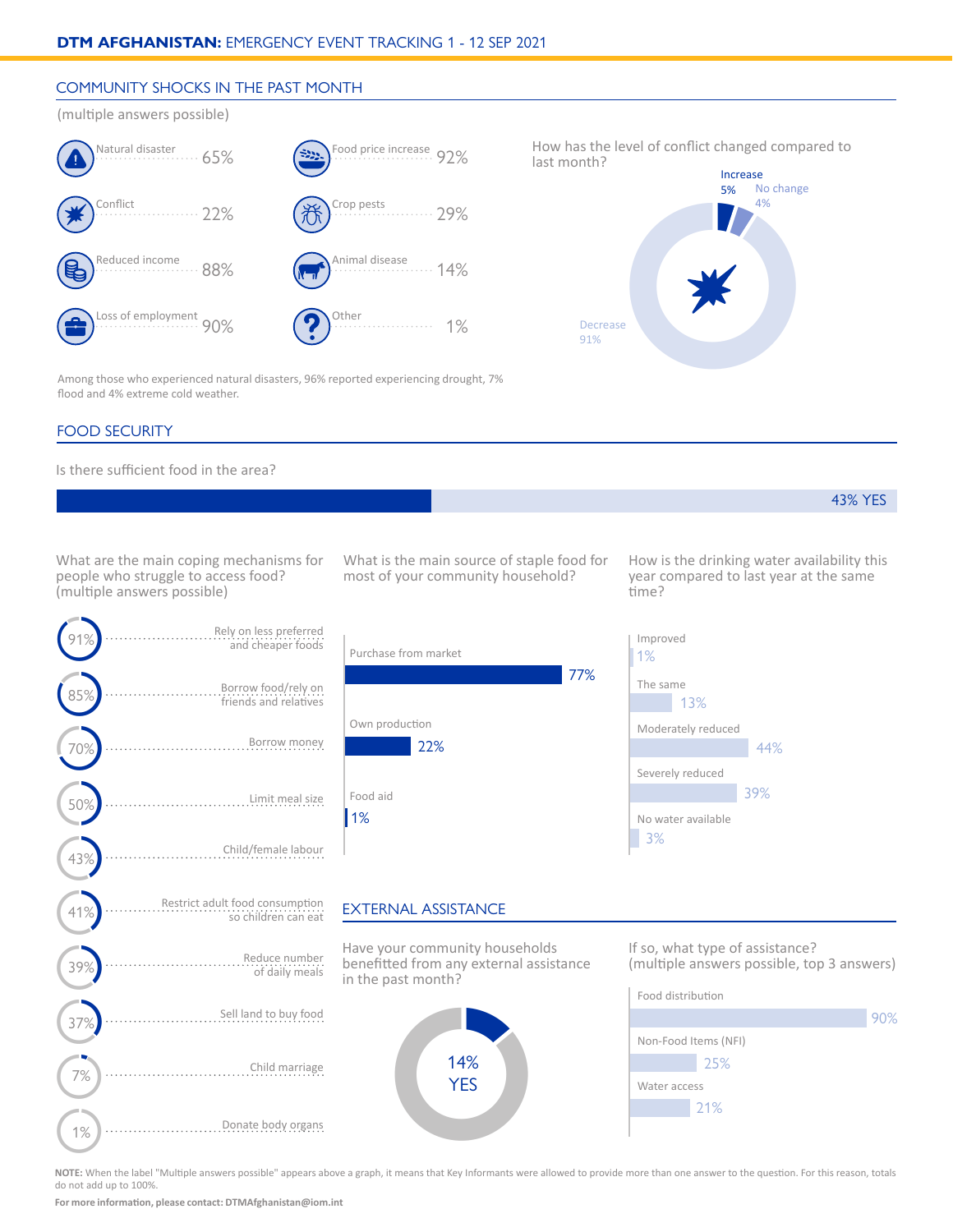**DTM AFGHANISTAN:** EMERGENCY EVENT TRACKING 1 - 12 SEP 2021

## COMMUNITY SHOCKS IN THE PAST MONTH

(multiple answers possible)

Natural disaster 65%

Food price increase 92%

Conflict 22%

Crop pests 29%

Reduced income 88%

Animal disease 14%

Loss of employment 90%

Other 1%

How has the level of conflict changed compared to last month?

Increase 5%

No change 4%

Decrease 91%

Among those who experienced natural disasters, 96% reported experiencing drought, 7% flood and 4% extreme cold weather.

## FOOD SECURITY

Is there sufficient food in the area?

43% YES

What are the main coping mechanisms for people who struggle to access food? (multiple answers possible)

91% Rely on less preferred and cheaper foods

85% Borrow food/rely on friends and relatives

70% Borrow money

50% Limit meal size

43% Child/female labour

41% Restrict adult food consumption so children can eat

39% Reduce number of daily meals

37% Sell land to buy food

7% Child marriage

1% Donate body organs

What is the main source of staple food for most of your community household?

Purchase from market 77%

Own production 22%

Food aid 1%

How is the drinking water availability this year compared to last year at the same time?

Improved 1%

The same 13%

Moderately reduced 44%

Severely reduced 39%

No water available 3%

## EXTERNAL ASSISTANCE

Have your community households benefitted from any external assistance in the past month?

14% YES

If so, what type of assistance? (multiple answers possible, top 3 answers)

Food distribution 90%

Non-Food Items (NFI) 25%

Water access 21%

**NOTE:** When the label "Multiple answers possible" appears above a graph, it means that Key Informants were allowed to provide more than one answer to the question. For this reason, totals do not add up to 100%.

**For more information, please contact: DTMAfghanistan@iom.int**